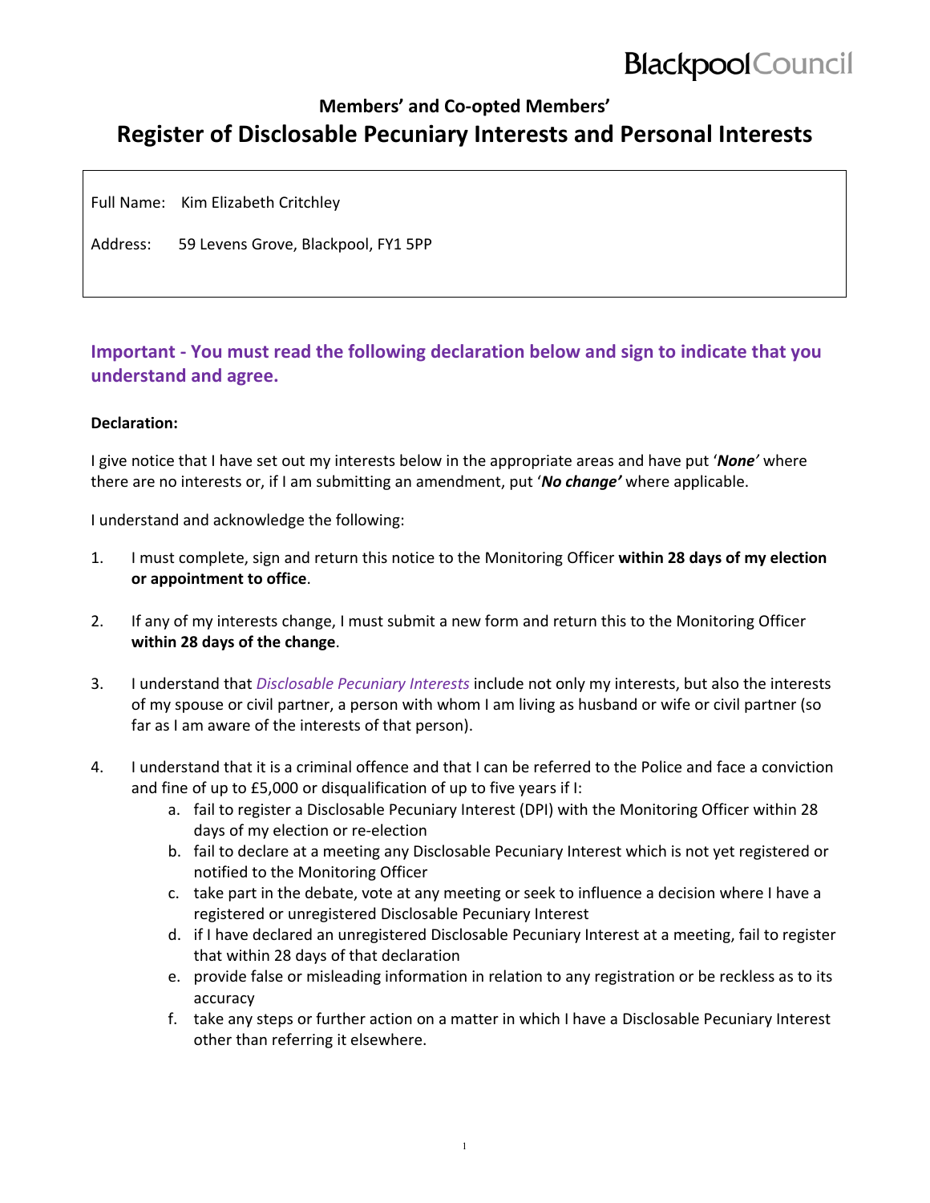Blackpool Council

## Members' and Co-opted Members'

# Register of Disclosable Pecuniary Interests and Personal Interests

Full Name: Kim Elizabeth Critchley

Address: 59 Levens Grove, Blackpool, FY1 5PP

### Important - You must read the following declaration below and sign to indicate that you understand and agree.

**Declaration:**

I give notice that I have set out my interests below in the appropriate areas and have put '***None***' where there are no interests or, if I am submitting an amendment, put '***No change***' where applicable.

I understand and acknowledge the following:

1. I must complete, sign and return this notice to the Monitoring Officer **within 28 days of my election or appointment to office**.

2. If any of my interests change, I must submit a new form and return this to the Monitoring Officer **within 28 days of the change**.

3. I understand that *Disclosable Pecuniary Interests* include not only my interests, but also the interests of my spouse or civil partner, a person with whom I am living as husband or wife or civil partner (so far as I am aware of the interests of that person).

4. I understand that it is a criminal offence and that I can be referred to the Police and face a conviction and fine of up to £5,000 or disqualification of up to five years if I:
   a. fail to register a Disclosable Pecuniary Interest (DPI) with the Monitoring Officer within 28 days of my election or re-election
   b. fail to declare at a meeting any Disclosable Pecuniary Interest which is not yet registered or notified to the Monitoring Officer
   c. take part in the debate, vote at any meeting or seek to influence a decision where I have a registered or unregistered Disclosable Pecuniary Interest
   d. if I have declared an unregistered Disclosable Pecuniary Interest at a meeting, fail to register that within 28 days of that declaration
   e. provide false or misleading information in relation to any registration or be reckless as to its accuracy
   f. take any steps or further action on a matter in which I have a Disclosable Pecuniary Interest other than referring it elsewhere.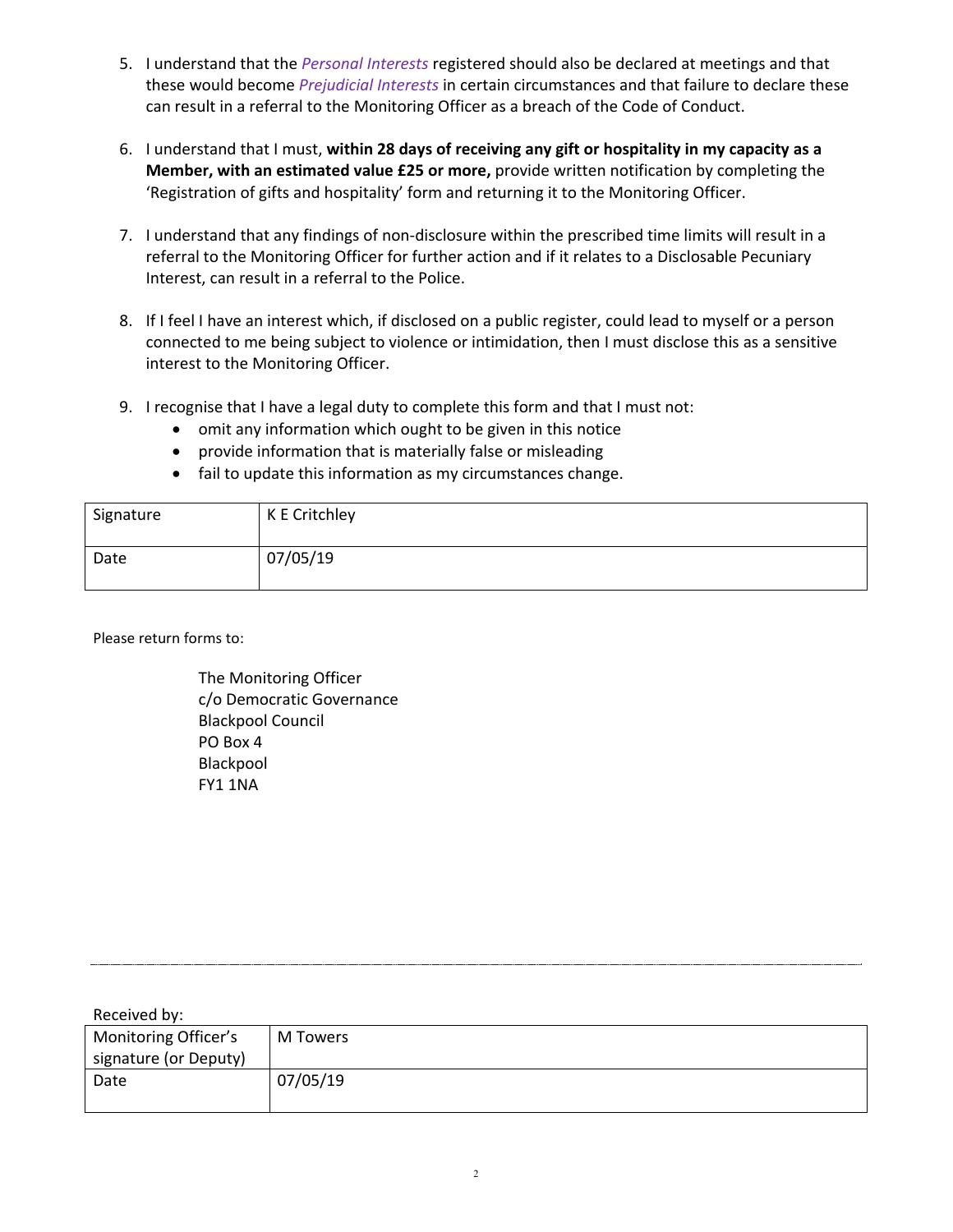5. I understand that the *Personal Interests* registered should also be declared at meetings and that these would become *Prejudicial Interests* in certain circumstances and that failure to declare these can result in a referral to the Monitoring Officer as a breach of the Code of Conduct.

6. I understand that I must, **within 28 days of receiving any gift or hospitality in my capacity as a Member, with an estimated value £25 or more,** provide written notification by completing the 'Registration of gifts and hospitality' form and returning it to the Monitoring Officer.

7. I understand that any findings of non-disclosure within the prescribed time limits will result in a referral to the Monitoring Officer for further action and if it relates to a Disclosable Pecuniary Interest, can result in a referral to the Police.

8. If I feel I have an interest which, if disclosed on a public register, could lead to myself or a person connected to me being subject to violence or intimidation, then I must disclose this as a sensitive interest to the Monitoring Officer.

9. I recognise that I have a legal duty to complete this form and that I must not:
   - omit any information which ought to be given in this notice
   - provide information that is materially false or misleading
   - fail to update this information as my circumstances change.

| Signature | K E Critchley |
|---|---|
| Date | 07/05/19 |

Please return forms to:

The Monitoring Officer
c/o Democratic Governance
Blackpool Council
PO Box 4
Blackpool
FY1 1NA

---

Received by:

| Monitoring Officer's signature (or Deputy) | M Towers |
|---|---|
| Date | 07/05/19 |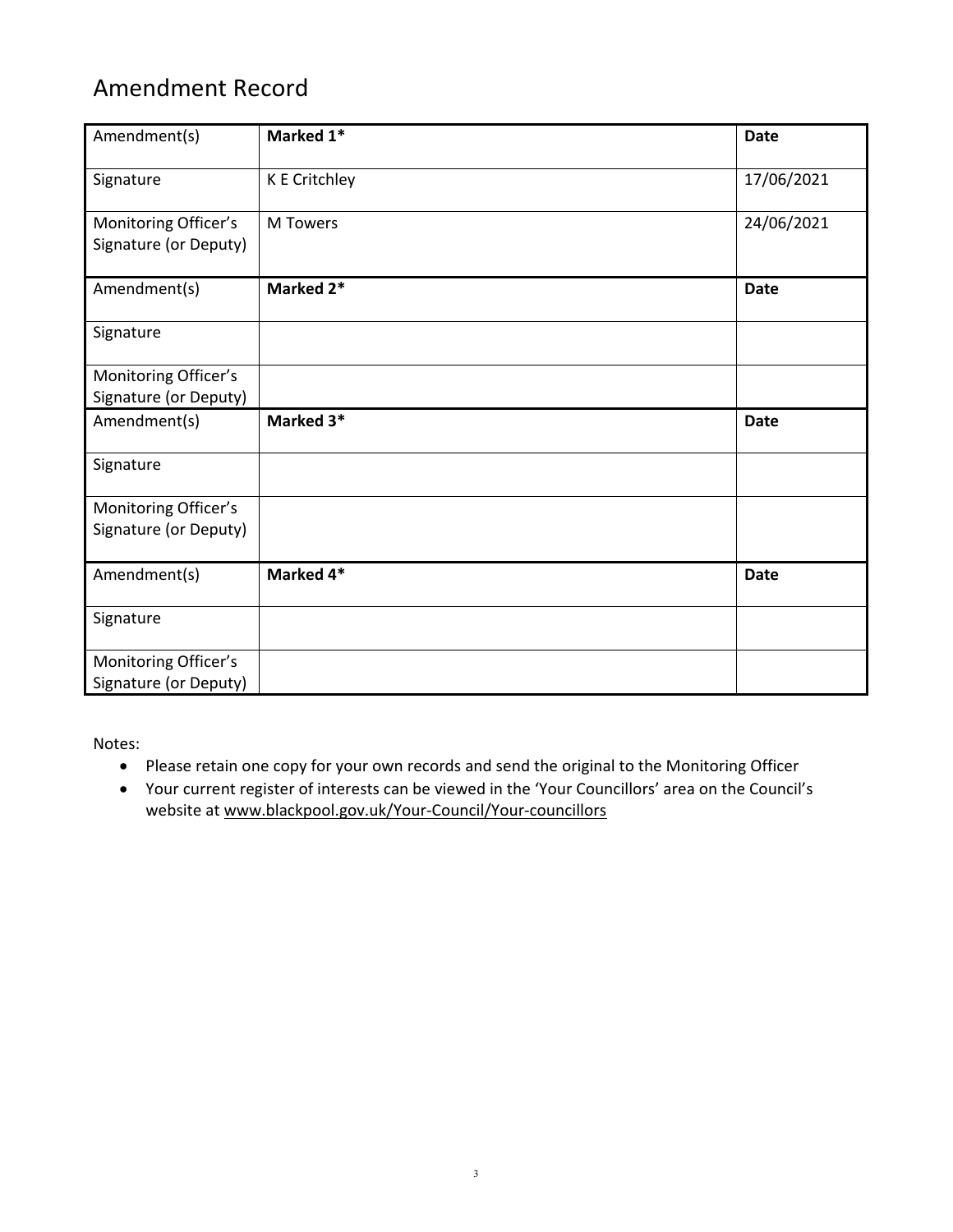# Amendment Record

| Amendment(s) | **Marked 1*** | **Date** |
|---|---|---|
| Signature | K E Critchley | 17/06/2021 |
| Monitoring Officer's Signature (or Deputy) | M Towers | 24/06/2021 |
| Amendment(s) | **Marked 2*** | **Date** |
| Signature | | |
| Monitoring Officer's Signature (or Deputy) | | |
| Amendment(s) | **Marked 3*** | **Date** |
| Signature | | |
| Monitoring Officer's Signature (or Deputy) | | |
| Amendment(s) | **Marked 4*** | **Date** |
| Signature | | |
| Monitoring Officer's Signature (or Deputy) | | |

Notes:

- Please retain one copy for your own records and send the original to the Monitoring Officer
- Your current register of interests can be viewed in the 'Your Councillors' area on the Council's website at www.blackpool.gov.uk/Your-Council/Your-councillors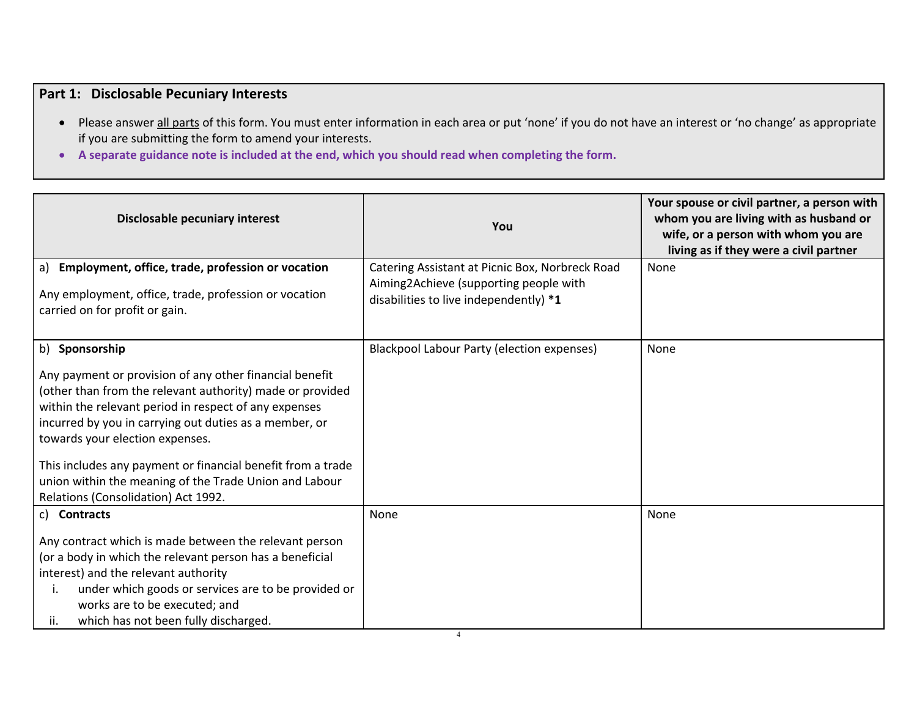## Part 1: Disclosable Pecuniary Interests

- Please answer <u>all parts</u> of this form. You must enter information in each area or put 'none' if you do not have an interest or 'no change' as appropriate if you are submitting the form to amend your interests.
- **A separate guidance note is included at the end, which you should read when completing the form.**

| Disclosable pecuniary interest | You | Your spouse or civil partner, a person with whom you are living with as husband or wife, or a person with whom you are living as if they were a civil partner |
|---|---|---|
| a) **Employment, office, trade, profession or vocation**<br><br>Any employment, office, trade, profession or vocation carried on for profit or gain. | Catering Assistant at Picnic Box, Norbreck Road<br>Aiming2Achieve (supporting people with disabilities to live independently) **\*1** | None |
| b) **Sponsorship**<br><br>Any payment or provision of any other financial benefit (other than from the relevant authority) made or provided within the relevant period in respect of any expenses incurred by you in carrying out duties as a member, or towards your election expenses.<br><br>This includes any payment or financial benefit from a trade union within the meaning of the Trade Union and Labour Relations (Consolidation) Act 1992. | Blackpool Labour Party (election expenses) | None |
| c) **Contracts**<br><br>Any contract which is made between the relevant person (or a body in which the relevant person has a beneficial interest) and the relevant authority<br>i. under which goods or services are to be provided or works are to be executed; and<br>ii. which has not been fully discharged. | None | None |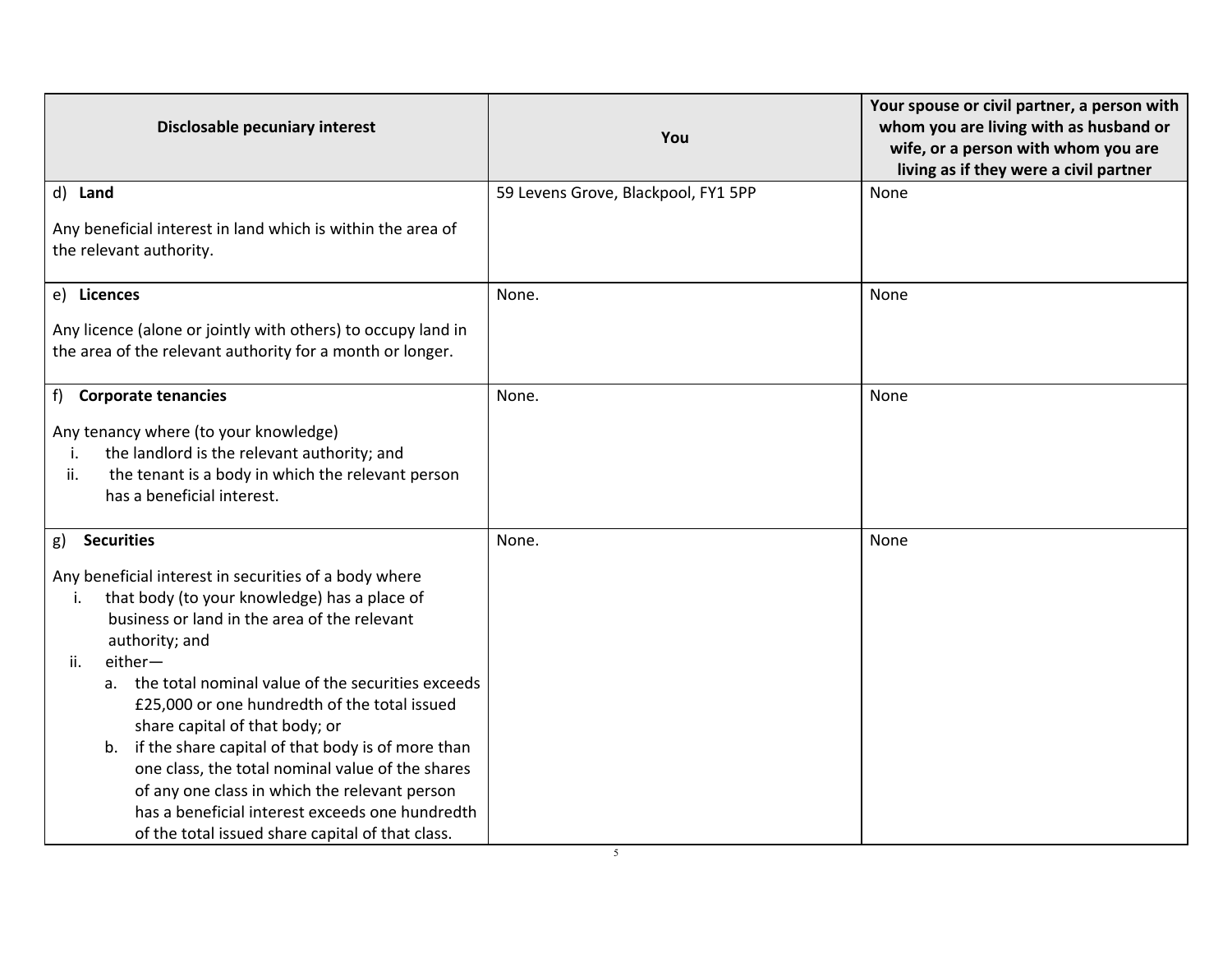| Disclosable pecuniary interest | You | Your spouse or civil partner, a person with whom you are living with as husband or wife, or a person with whom you are living as if they were a civil partner |
|---|---|---|
| d) **Land**<br><br>Any beneficial interest in land which is within the area of the relevant authority. | 59 Levens Grove, Blackpool, FY1 5PP | None |
| e) **Licences**<br><br>Any licence (alone or jointly with others) to occupy land in the area of the relevant authority for a month or longer. | None. | None |
| f) **Corporate tenancies**<br><br>Any tenancy where (to your knowledge)<br>i. the landlord is the relevant authority; and<br>ii. the tenant is a body in which the relevant person has a beneficial interest. | None. | None |
| g) **Securities**<br><br>Any beneficial interest in securities of a body where<br>i. that body (to your knowledge) has a place of business or land in the area of the relevant authority; and<br>ii. either—<br>a. the total nominal value of the securities exceeds £25,000 or one hundredth of the total issued share capital of that body; or<br>b. if the share capital of that body is of more than one class, the total nominal value of the shares of any one class in which the relevant person has a beneficial interest exceeds one hundredth of the total issued share capital of that class. | None. | None |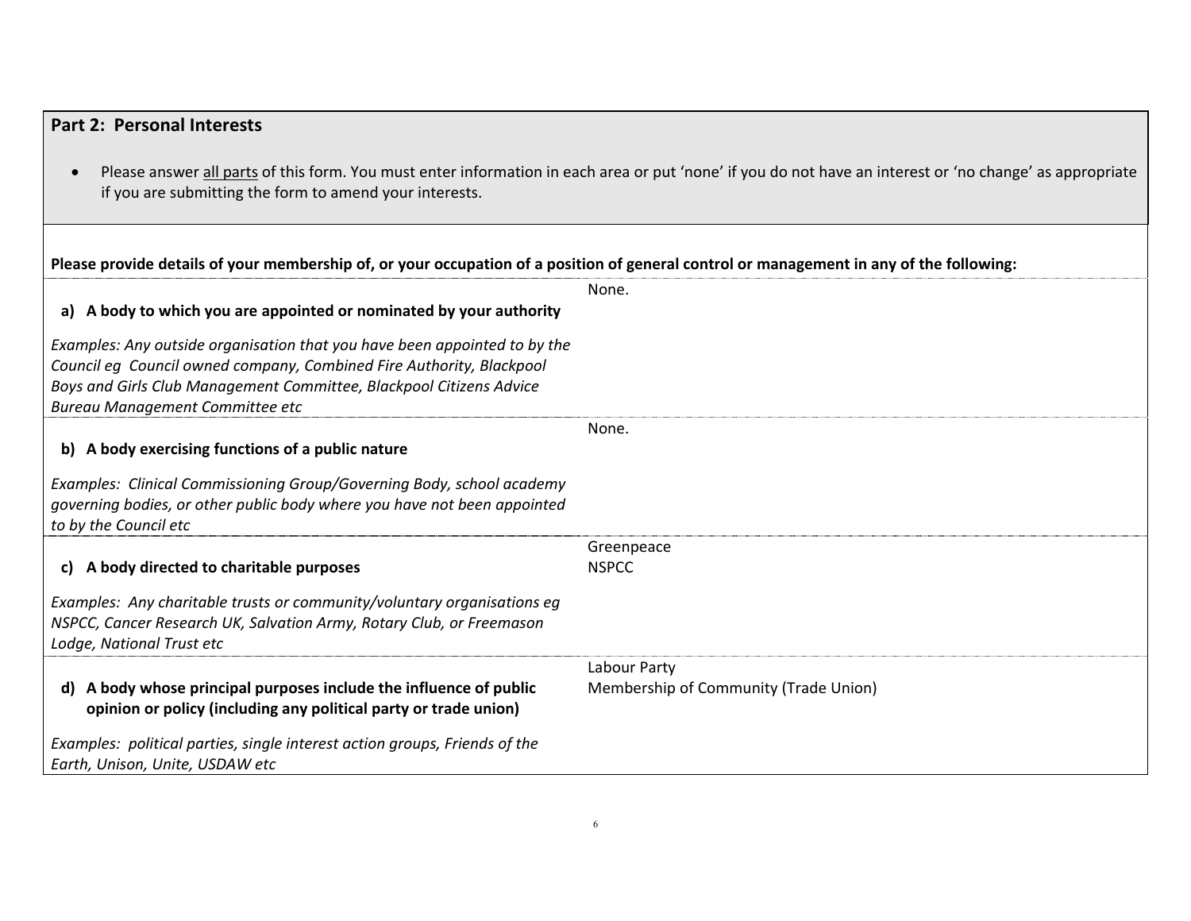## Part 2: Personal Interests

- Please answer <u>all parts</u> of this form. You must enter information in each area or put 'none' if you do not have an interest or 'no change' as appropriate if you are submitting the form to amend your interests.

**Please provide details of your membership of, or your occupation of a position of general control or management in any of the following:**

| | |
|---|---|
| **a) A body to which you are appointed or nominated by your authority**<br><br>*Examples: Any outside organisation that you have been appointed to by the Council eg Council owned company, Combined Fire Authority, Blackpool Boys and Girls Club Management Committee, Blackpool Citizens Advice Bureau Management Committee etc* | None. |
| **b) A body exercising functions of a public nature**<br><br>*Examples: Clinical Commissioning Group/Governing Body, school academy governing bodies, or other public body where you have not been appointed to by the Council etc* | None. |
| **c) A body directed to charitable purposes**<br><br>*Examples: Any charitable trusts or community/voluntary organisations eg NSPCC, Cancer Research UK, Salvation Army, Rotary Club, or Freemason Lodge, National Trust etc* | Greenpeace<br>NSPCC |
| **d) A body whose principal purposes include the influence of public opinion or policy (including any political party or trade union)**<br><br>*Examples: political parties, single interest action groups, Friends of the Earth, Unison, Unite, USDAW etc* | Labour Party<br>Membership of Community (Trade Union) |